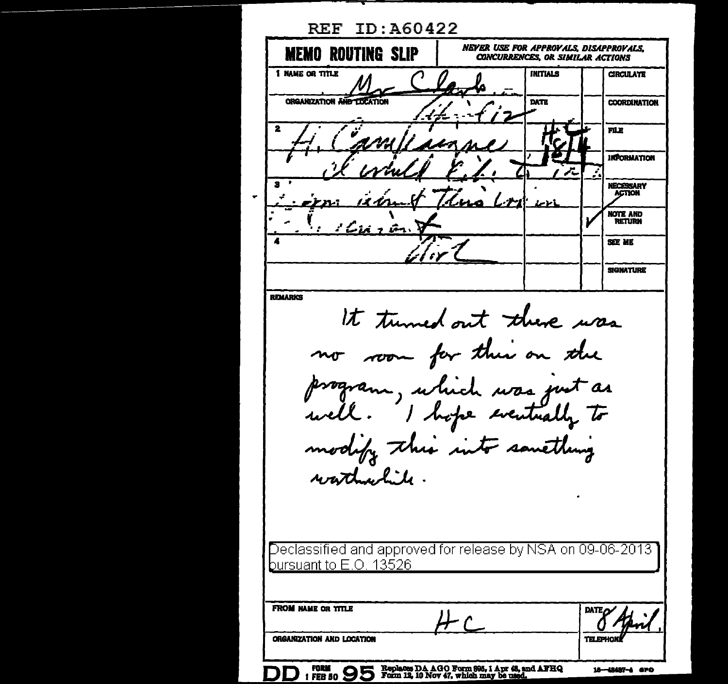REF ID:A60422

# MEMO ROUTING SLIP

*NEVER USE FOR APPROVALS, DISAPPROVALS, CONCURRENCES, OR SIMILAR ACTIONS*

| | NAME OR TITLE / ORGANIZATION AND LOCATION | INITIALS / DATE | | |
|---|---|---|---|---|
| 1 | Mr Clark | | | CIRCULATE |
| | | | | COORDINATION |
| 2 | | | | FILE |
| | | | | INFORMATION |
| 3 | | | | NECESSARY ACTION |
| | | | ✓ | NOTE AND RETURN |
| 4 | | | | SEE ME |
| | | | | SIGNATURE |

**REMARKS**

It turned out there was no room for this on the program, which was just as well. I hope eventually to modify this into something worthwhile.

Declassified and approved for release by NSA on 09-06-2013 pursuant to E.O. 13526

FROM NAME OR TITLE: HC

DATE: 8 April

ORGANIZATION AND LOCATION

TELEPHONE

DD FORM 1 FEB 50 95 Replaces DA AGO Form 895, 1 Apr 48, and AFHQ Form 12, 10 Nov 47, which may be used.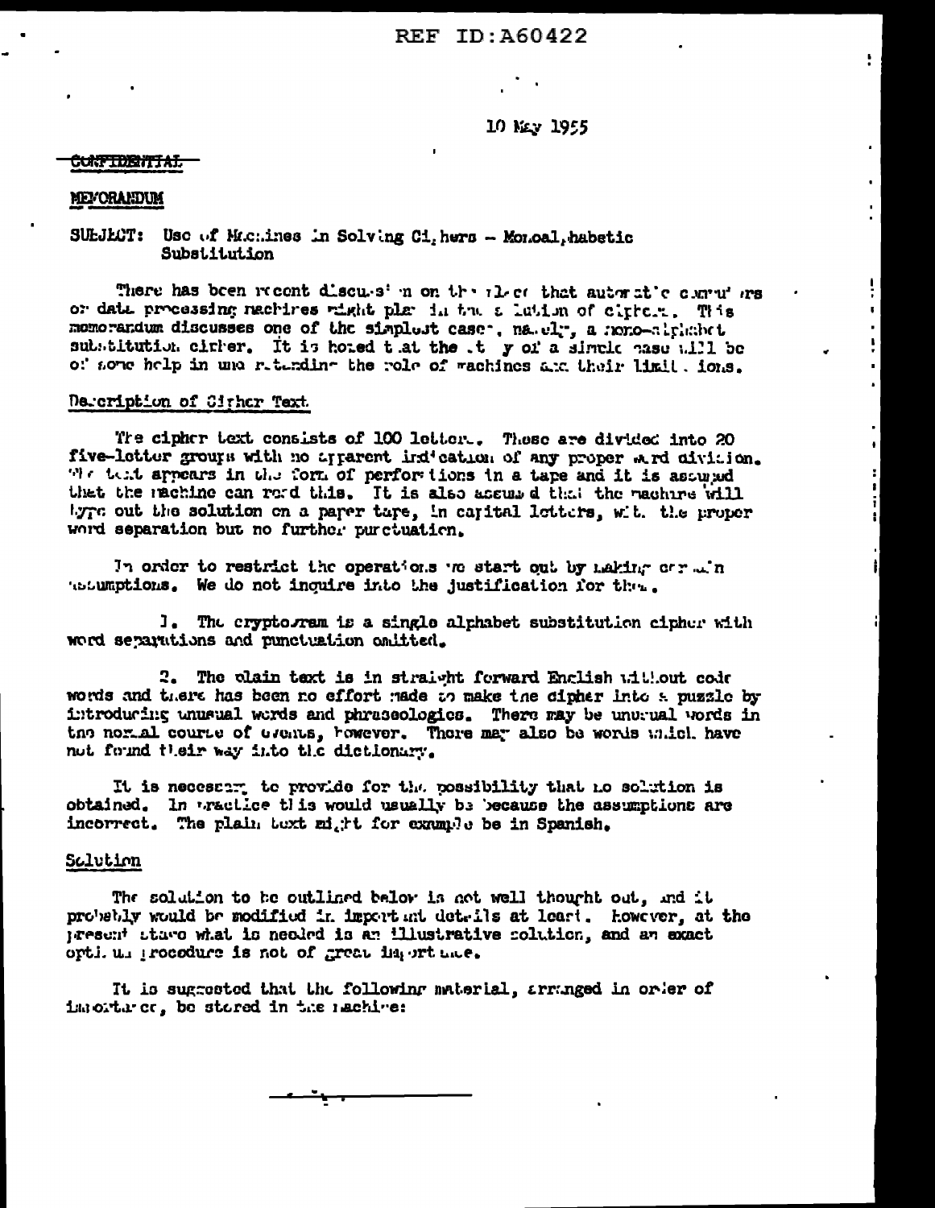10 May 1955

CONFIDENTIAL

MEMORANDUM

SUBJECT: Use of Machines in Solving Ciphers - Monoalphabetic Substitution

There has been recent discussion on the place that automatic computers or data processing machines might play in the solution of ciphers. This memorandum discusses one of the simplest cases, namely, a mono-alphabet substitution cipher. It is hoped that the study of a simple case will be of some help in understanding the role of machines and their limitations.

## Description of Cipher Text

The cipher text consists of 100 letters. These are divided into 20 five-letter groups with no apparent indication of any proper word division. The text appears in the form of perforations in a tape and it is assumed that the machine can read this. It is also assumed that the machine will type out the solution on a paper tape, in capital letters, with the proper word separation but no further punctuation.

In order to restrict the operations we start out by making certain assumptions. We do not inquire into the justification for them.

1. The cryptogram is a single alphabet substitution cipher with word separations and punctuation omitted.

2. The plain text is in straight forward English without code words and there has been no effort made to make the cipher into a puzzle by introducing unusual words and phraseologies. There may be unusual words in the normal course of events, however. There may also be words which have not found their way into the dictionary.

It is necessary to provide for the possibility that no solution is obtained. In practice this would usually be because the assumptions are incorrect. The plain text might for example be in Spanish.

## Solution

The solution to be outlined below is not well thought out, and it probably would be modified in important details at least. However, at the present stage what is needed is an illustrative solution, and an exact optimum procedure is not of great importance.

It is suggested that the following material, arranged in order of importance, be stored in the machine: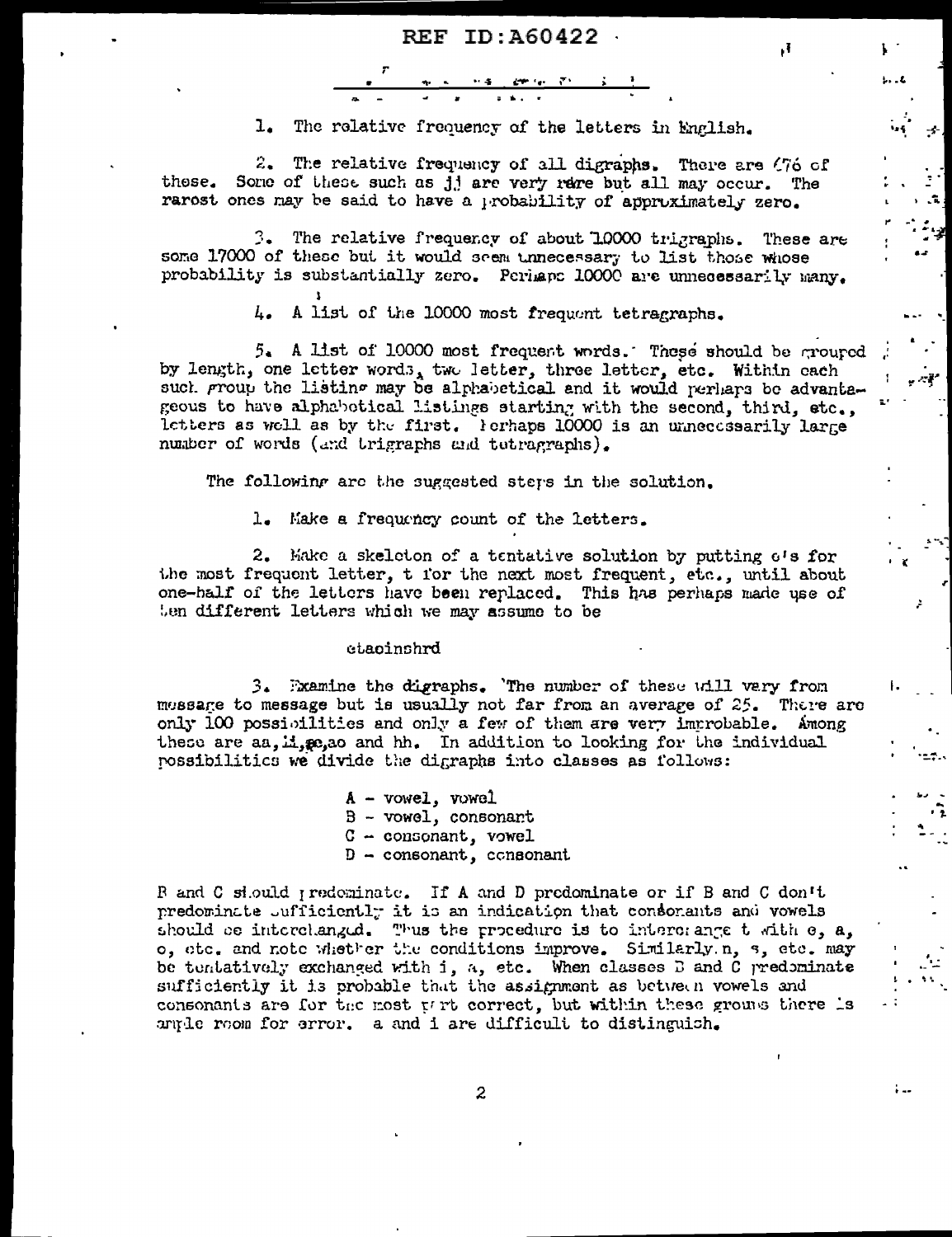1. The relative frequency of the letters in English.

2. The relative frequency of all digraphs. There are 676 of these. Some of these such as jj are very rare but all may occur. The rarest ones may be said to have a probability of approximately zero.

3. The relative frequency of about 10000 trigraphs. There are some 17000 of these but it would seem unnecessary to list those whose probability is substantially zero. Perhaps 10000 are unnecessarily many.

4. A list of the 10000 most frequent tetragraphs.

5. A list of 10000 most frequent words. These should be grouped by length, one letter words, two letter, three letter, etc. Within each such group the listing may be alphabetical and it would perhaps be advantageous to have alphabetical listings starting with the second, third, etc., letters as well as by the first. Perhaps 10000 is an unnecessarily large number of words (and trigraphs and tetragraphs).

The following are the suggested steps in the solution.

1. Make a frequency count of the letters.

2. Make a skeleton of a tentative solution by putting e's for the most frequent letter, t for the next most frequent, etc., until about one-half of the letters have been replaced. This has perhaps made use of ten different letters which we may assume to be

etaoinshrd

3. Examine the digraphs. The number of these will vary from message to message but is usually not far from an average of 25. There are only 100 possibilities and only a few of them are very improbable. Among these are aa, ii, ae, ao and hh. In addition to looking for the individual possibilities we divide the digraphs into classes as follows:

A - vowel, vowel
B - vowel, consonant
C - consonant, vowel
D - consonant, consonant

B and C should predominate. If A and D predominate or if B and C don't predominate sufficiently it is an indication that consonants and vowels should be interchanged. Thus the procedure is to interchange t with e, a, o, etc. and note whether the conditions improve. Similarly n, s, etc. may be tentatively exchanged with i, a, etc. When classes B and C predominate sufficiently it is probable that the assignment as between vowels and consonants are for the most part correct, but within these groups there is ample room for error. a and i are difficult to distinguish.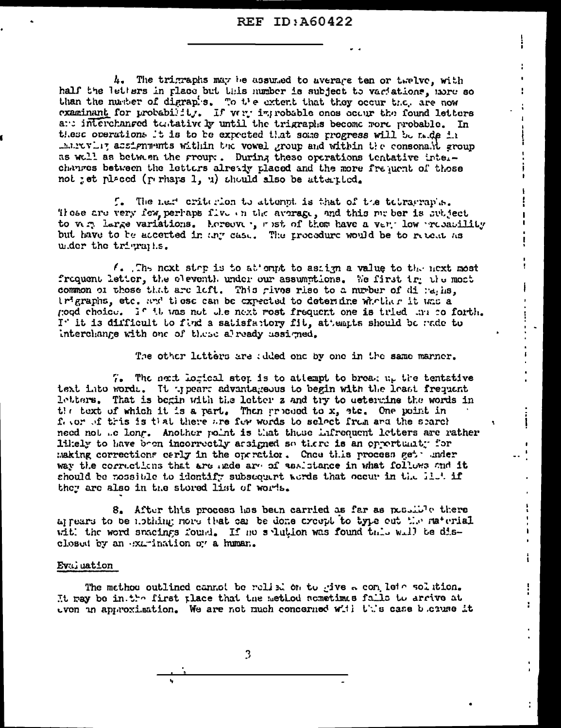4. The trigraphs may be assumed to average ten or twelve, with half the letters in place but this number is subject to variations, more so than the number of digraphs. To the extent that they occur they are now examinant for probability. If very improbable ones occur the found letters are interchanged tentatively until the trigraphs become more probable. In these operations it is to be expected that some progress will be made in improving assignments within the vowel group and within the consonant group as well as between the groups. During these operations tentative interchanges between the letters already placed and the more frequent of those not yet placed (perhaps l, u) should also be attempted.

5. The next criterion to attempt is that of the tetragraphs. These are very few, perhaps five on the average, and this number is subject to very large variations. Moreover, most of them have a very low probability but have to be accepted in any case. The procedure would be to repeat as under the trigraphs.

6. The next step is to attempt to assign a value to the next most frequent letter, the eleventh under our assumptions. We first try the most common of those that are left. This gives rise to a number of digraphs, trigraphs, etc. and these can be expected to determine whether it was a good choice. If it was not the next most frequent one is tried and so forth. If it is difficult to find a satisfactory fit, attempts should be made to interchange with one of those already assigned.

The other letters are added one by one in the same manner.

7. The next logical step is to attempt to break up the tentative text into words. It appears advantageous to begin with the least frequent letters. That is begin with the letter z and try to determine the words in the text of which it is a part. Then proceed to x, etc. One point in favor of this is that there are few words to select from and the search need not be long. Another point is that these infrequent letters are rather likely to have been incorrectly assigned so there is an opportunity for making corrections early in the operation. Once this process gets under way the corrections that are made are of assistance in what follows and it should be possible to identify subsequent words that occur in the list if they are also in the stored list of words.

8. After this process has been carried as far as possible there appears to be nothing more that can be done except to type out the material with the word spacings found. If no solution was found this will be disclosed by an examination by a human.

## Evaluation

The method outlined cannot be relied on to give a complete solution. It may be in the first place that the method sometimes fails to arrive at even an approximation. We are not much concerned with this case because it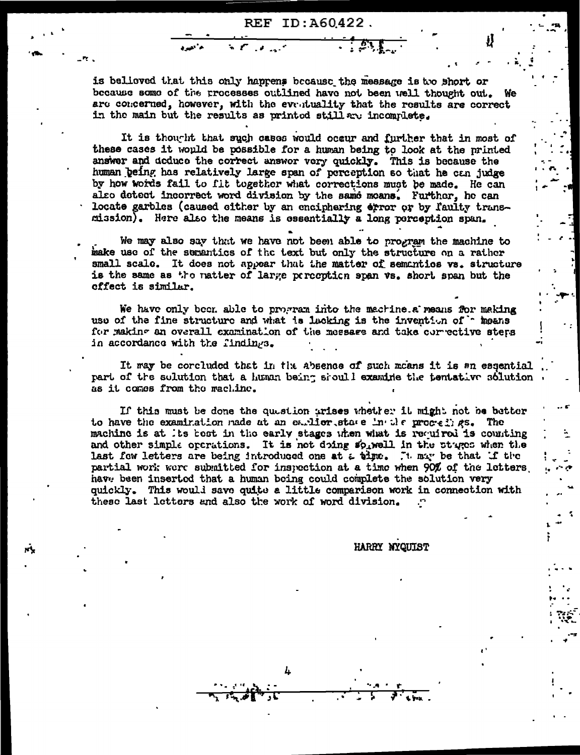is believed that this only happens because the message is too short or because some of the processes outlined have not been well thought out. We are concerned, however, with the eventuality that the results are correct in the main but the results as printed still are incomplete.

It is thought that such cases would occur and further that in most of these cases it would be possible for a human being to look at the printed answer and deduce the correct answer very quickly. This is because the human being has relatively large span of perception so that he can judge by how words fail to fit together what corrections must be made. He can also detect incorrect word division by the same means. Further, he can locate garbles (caused either by an enciphering error or by faulty transmission). Here also the means is essentially a long perception span.

We may also say that we have not been able to program the machine to make use of the semantics of the text but only the structure on a rather small scale. It does not appear that the matter of semantics vs. structure is the same as the matter of large perception span vs. short span but the effect is similar.

We have only been able to program into the machine a means for making use of the fine structure and what is lacking is the invention of means for making an overall examination of the message and take corrective steps in accordance with the findings.

It may be concluded that in the absence of such means it is an essential part of the solution that a human being should examine the tentative solution as it comes from the machine.

If this must be done the question arises whether it might not be better to have the examination made at an earlier stage in the proceedings. The machine is at its best in the early stages when what is required is counting and other simple operations. It is not doing so well in the stages when the last few letters are being introduced one at a time. It may be that if the partial work were submitted for inspection at a time when 90% of the letters have been inserted that a human being could complete the solution very quickly. This would save quite a little comparison work in connection with these last letters and also the work of word division.

HARRY NYQUIST